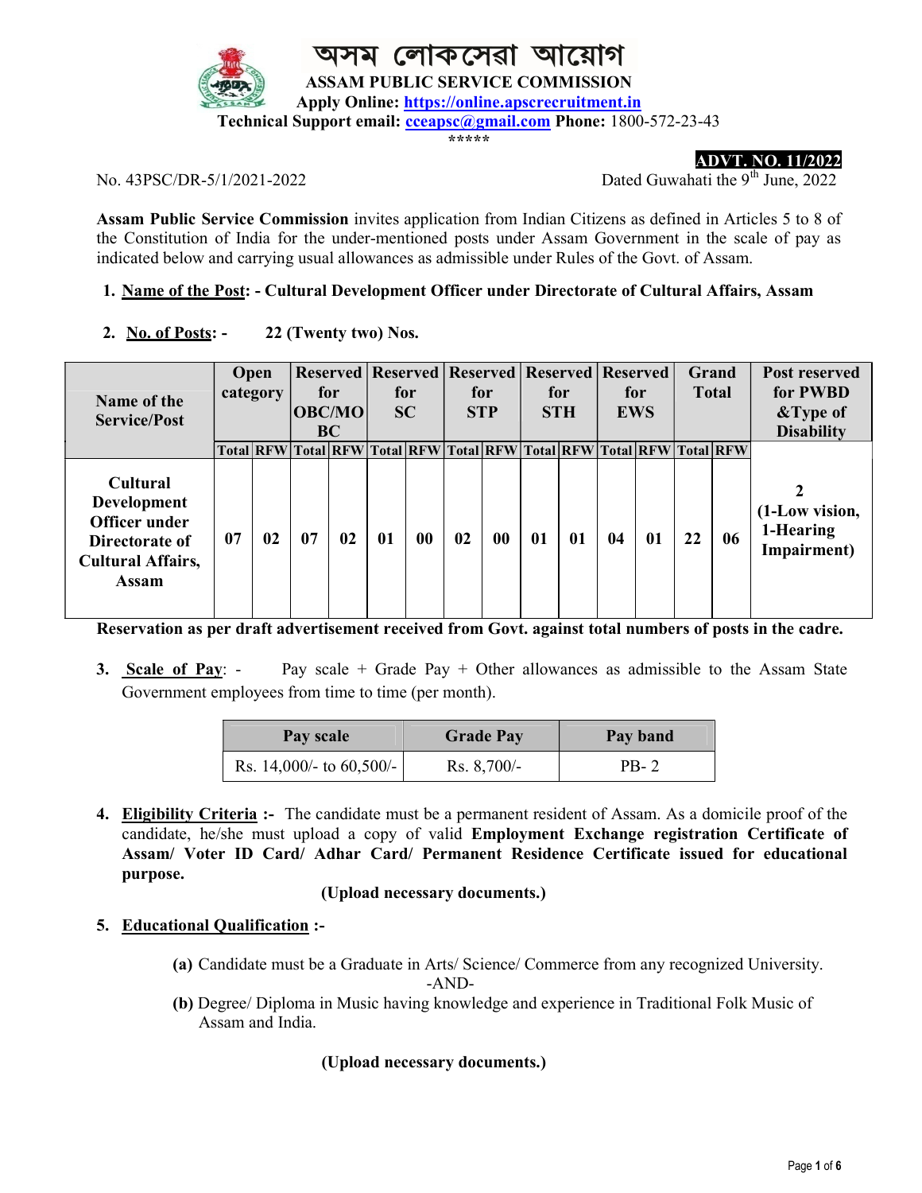# অসম লোকসেৱা আয়োগ

## ASSAM PUBLIC SERVICE COMMISSION

**Apply Online:** https://online.apscrecruitment.in

**Technical Support email:** cceapsc@gmail.com **Phone:** 1800-572-23-43

\*\*\*\*\*

**ADVT. NO. 11/2022**

No. 43PSC/DR-5/1/2021-2022

Dated Guwahati the 9th June, 2022

**Assam Public Service Commission** invites application from Indian Citizens as defined in Articles 5 to 8 of the Constitution of India for the under-mentioned posts under Assam Government in the scale of pay as indicated below and carrying usual allowances as admissible under Rules of the Govt. of Assam.

1. **Name of the Post: - Cultural Development Officer under Directorate of Cultural Affairs, Assam**

2. **No. of Posts: - 22 (Twenty two) Nos.**

| Name of the Service/Post | Open category | | Reserved for OBC/MOBC | | Reserved for SC | | Reserved for STP | | Reserved for STH | | Reserved for EWS | | Grand Total | | Post reserved for PWBD &Type of Disability |
|---|---|---|---|---|---|---|---|---|---|---|---|---|---|---|---|
| | Total | RFW | Total | RFW | Total | RFW | Total | RFW | Total | RFW | Total | RFW | Total | RFW | |
| Cultural Development Officer under Directorate of Cultural Affairs, Assam | 07 | 02 | 07 | 02 | 01 | 00 | 02 | 00 | 01 | 01 | 04 | 01 | 22 | 06 | 2 (1-Low vision, 1-Hearing Impairment) |

**Reservation as per draft advertisement received from Govt. against total numbers of posts in the cadre.**

3. **Scale of Pay**: - Pay scale + Grade Pay + Other allowances as admissible to the Assam State Government employees from time to time (per month).

| Pay scale | Grade Pay | Pay band |
|---|---|---|
| Rs. 14,000/- to 60,500/- | Rs. 8,700/- | PB- 2 |

4. **Eligibility Criteria :-** The candidate must be a permanent resident of Assam. As a domicile proof of the candidate, he/she must upload a copy of valid **Employment Exchange registration Certificate of Assam/ Voter ID Card/ Adhar Card/ Permanent Residence Certificate issued for educational purpose.**

   **(Upload necessary documents.)**

5. **Educational Qualification :-**

   **(a)** Candidate must be a Graduate in Arts/ Science/ Commerce from any recognized University.

   -AND-

   **(b)** Degree/ Diploma in Music having knowledge and experience in Traditional Folk Music of Assam and India.

   **(Upload necessary documents.)**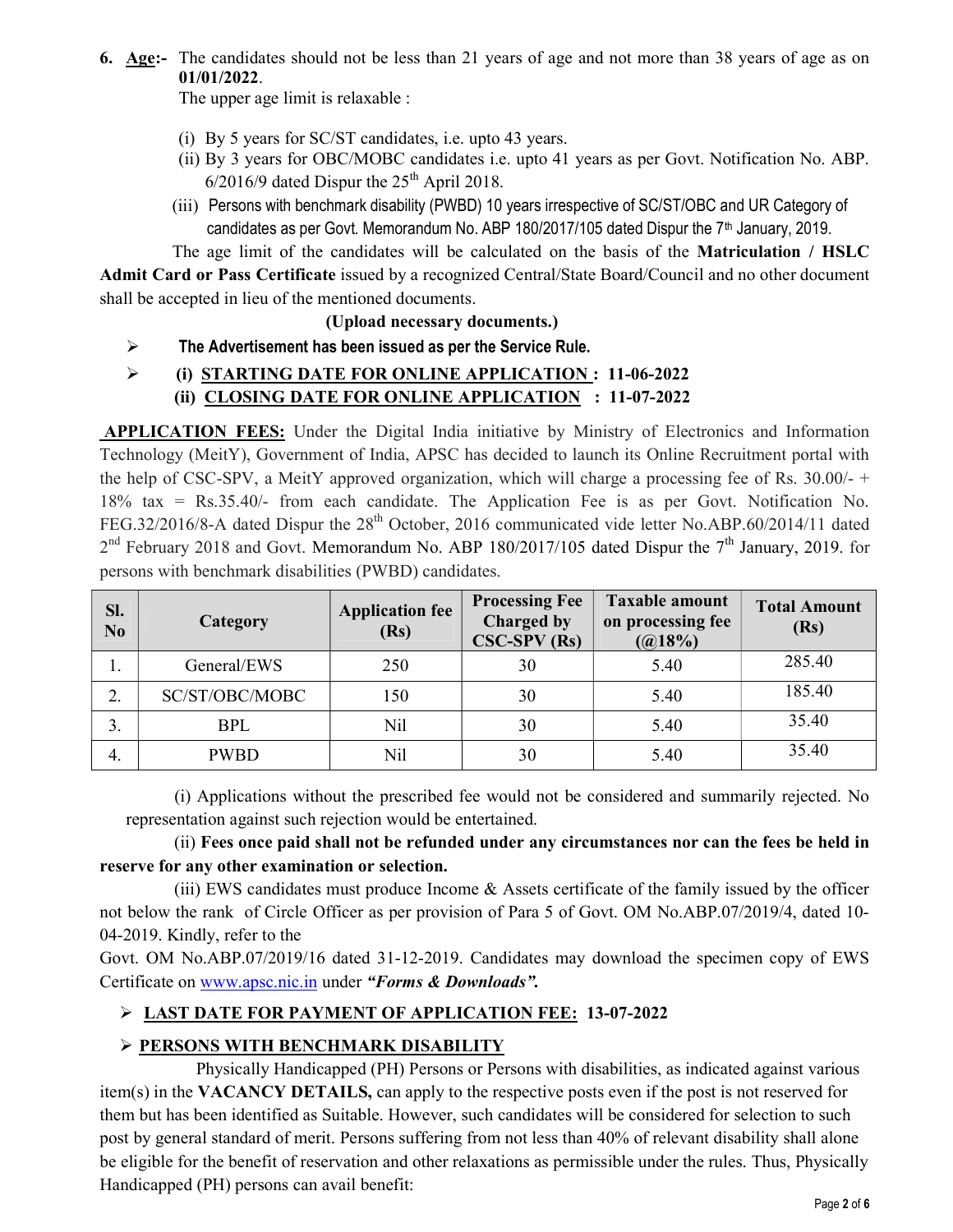6. **Age:-** The candidates should not be less than 21 years of age and not more than 38 years of age as on **01/01/2022**.

   The upper age limit is relaxable :

   (i) By 5 years for SC/ST candidates, i.e. upto 43 years.

   (ii) By 3 years for OBC/MOBC candidates i.e. upto 41 years as per Govt. Notification No. ABP. 6/2016/9 dated Dispur the 25th April 2018.

   (iii) Persons with benchmark disability (PWBD) 10 years irrespective of SC/ST/OBC and UR Category of candidates as per Govt. Memorandum No. ABP 180/2017/105 dated Dispur the 7th January, 2019.

The age limit of the candidates will be calculated on the basis of the **Matriculation / HSLC Admit Card or Pass Certificate** issued by a recognized Central/State Board/Council and no other document shall be accepted in lieu of the mentioned documents.

**(Upload necessary documents.)**

- **The Advertisement has been issued as per the Service Rule.**
- **(i) STARTING DATE FOR ONLINE APPLICATION : 11-06-2022**
  **(ii) CLOSING DATE FOR ONLINE APPLICATION : 11-07-2022**

**APPLICATION FEES:** Under the Digital India initiative by Ministry of Electronics and Information Technology (MeitY), Government of India, APSC has decided to launch its Online Recruitment portal with the help of CSC-SPV, a MeitY approved organization, which will charge a processing fee of Rs. 30.00/- + 18% tax = Rs.35.40/- from each candidate. The Application Fee is as per Govt. Notification No. FEG.32/2016/8-A dated Dispur the 28th October, 2016 communicated vide letter No.ABP.60/2014/11 dated 2nd February 2018 and Govt. Memorandum No. ABP 180/2017/105 dated Dispur the 7th January, 2019. for persons with benchmark disabilities (PWBD) candidates.

| Sl. No | Category | Application fee (Rs) | Processing Fee Charged by CSC-SPV (Rs) | Taxable amount on processing fee (@18%) | Total Amount (Rs) |
|---|---|---|---|---|---|
| 1. | General/EWS | 250 | 30 | 5.40 | 285.40 |
| 2. | SC/ST/OBC/MOBC | 150 | 30 | 5.40 | 185.40 |
| 3. | BPL | Nil | 30 | 5.40 | 35.40 |
| 4. | PWBD | Nil | 30 | 5.40 | 35.40 |

(i) Applications without the prescribed fee would not be considered and summarily rejected. No representation against such rejection would be entertained.

(ii) **Fees once paid shall not be refunded under any circumstances nor can the fees be held in reserve for any other examination or selection.**

(iii) EWS candidates must produce Income & Assets certificate of the family issued by the officer not below the rank of Circle Officer as per provision of Para 5 of Govt. OM No.ABP.07/2019/4, dated 10-04-2019. Kindly, refer to the Govt. OM No.ABP.07/2019/16 dated 31-12-2019. Candidates may download the specimen copy of EWS Certificate on www.apsc.nic.in under ***"Forms & Downloads".***

- **LAST DATE FOR PAYMENT OF APPLICATION FEE: 13-07-2022**
- **PERSONS WITH BENCHMARK DISABILITY**

Physically Handicapped (PH) Persons or Persons with disabilities, as indicated against various item(s) in the **VACANCY DETAILS,** can apply to the respective posts even if the post is not reserved for them but has been identified as Suitable. However, such candidates will be considered for selection to such post by general standard of merit. Persons suffering from not less than 40% of relevant disability shall alone be eligible for the benefit of reservation and other relaxations as permissible under the rules. Thus, Physically Handicapped (PH) persons can avail benefit: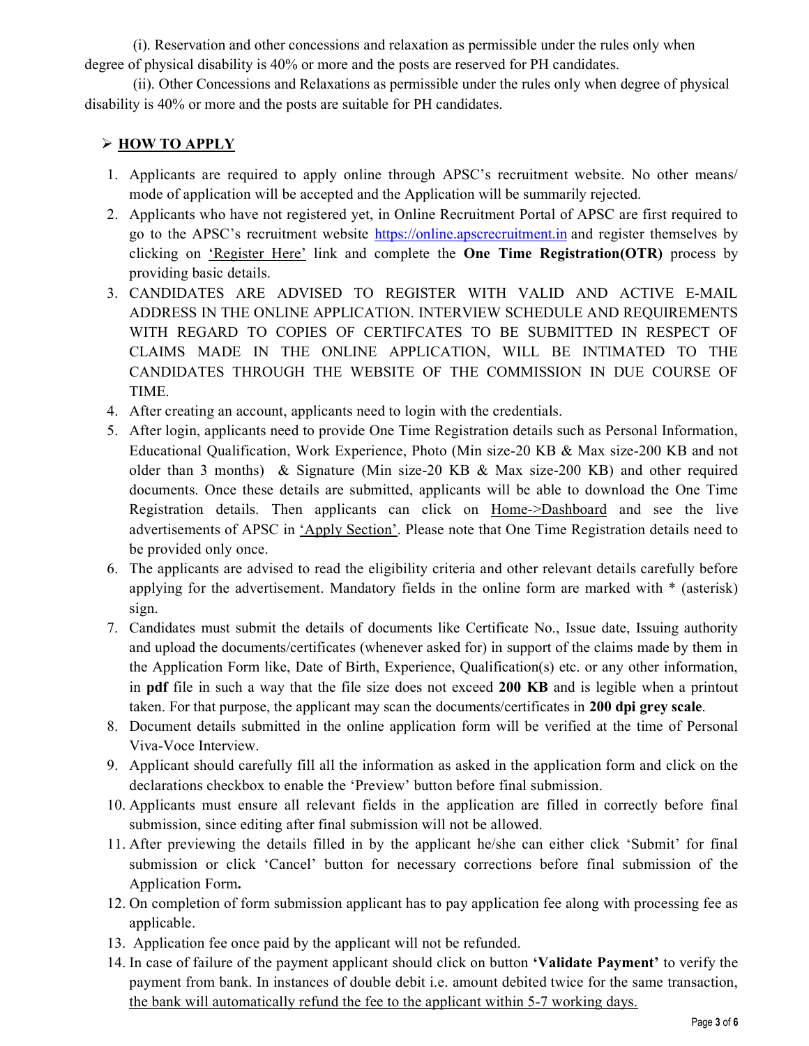(i). Reservation and other concessions and relaxation as permissible under the rules only when degree of physical disability is 40% or more and the posts are reserved for PH candidates.

(ii). Other Concessions and Relaxations as permissible under the rules only when degree of physical disability is 40% or more and the posts are suitable for PH candidates.

## ➢ **HOW TO APPLY**

1. Applicants are required to apply online through APSC's recruitment website. No other means/ mode of application will be accepted and the Application will be summarily rejected.
2. Applicants who have not registered yet, in Online Recruitment Portal of APSC are first required to go to the APSC's recruitment website https://online.apscrecruitment.in and register themselves by clicking on 'Register Here' link and complete the **One Time Registration(OTR)** process by providing basic details.
3. CANDIDATES ARE ADVISED TO REGISTER WITH VALID AND ACTIVE E-MAIL ADDRESS IN THE ONLINE APPLICATION. INTERVIEW SCHEDULE AND REQUIREMENTS WITH REGARD TO COPIES OF CERTIFCATES TO BE SUBMITTED IN RESPECT OF CLAIMS MADE IN THE ONLINE APPLICATION, WILL BE INTIMATED TO THE CANDIDATES THROUGH THE WEBSITE OF THE COMMISSION IN DUE COURSE OF TIME.
4. After creating an account, applicants need to login with the credentials.
5. After login, applicants need to provide One Time Registration details such as Personal Information, Educational Qualification, Work Experience, Photo (Min size-20 KB & Max size-200 KB and not older than 3 months) & Signature (Min size-20 KB & Max size-200 KB) and other required documents. Once these details are submitted, applicants will be able to download the One Time Registration details. Then applicants can click on Home->Dashboard and see the live advertisements of APSC in 'Apply Section'. Please note that One Time Registration details need to be provided only once.
6. The applicants are advised to read the eligibility criteria and other relevant details carefully before applying for the advertisement. Mandatory fields in the online form are marked with * (asterisk) sign.
7. Candidates must submit the details of documents like Certificate No., Issue date, Issuing authority and upload the documents/certificates (whenever asked for) in support of the claims made by them in the Application Form like, Date of Birth, Experience, Qualification(s) etc. or any other information, in **pdf** file in such a way that the file size does not exceed **200 KB** and is legible when a printout taken. For that purpose, the applicant may scan the documents/certificates in **200 dpi grey scale**.
8. Document details submitted in the online application form will be verified at the time of Personal Viva-Voce Interview.
9. Applicant should carefully fill all the information as asked in the application form and click on the declarations checkbox to enable the 'Preview' button before final submission.
10. Applicants must ensure all relevant fields in the application are filled in correctly before final submission, since editing after final submission will not be allowed.
11. After previewing the details filled in by the applicant he/she can either click 'Submit' for final submission or click 'Cancel' button for necessary corrections before final submission of the Application Form**.**
12. On completion of form submission applicant has to pay application fee along with processing fee as applicable.
13. Application fee once paid by the applicant will not be refunded.
14. In case of failure of the payment applicant should click on button **'Validate Payment'** to verify the payment from bank. In instances of double debit i.e. amount debited twice for the same transaction, the bank will automatically refund the fee to the applicant within 5-7 working days.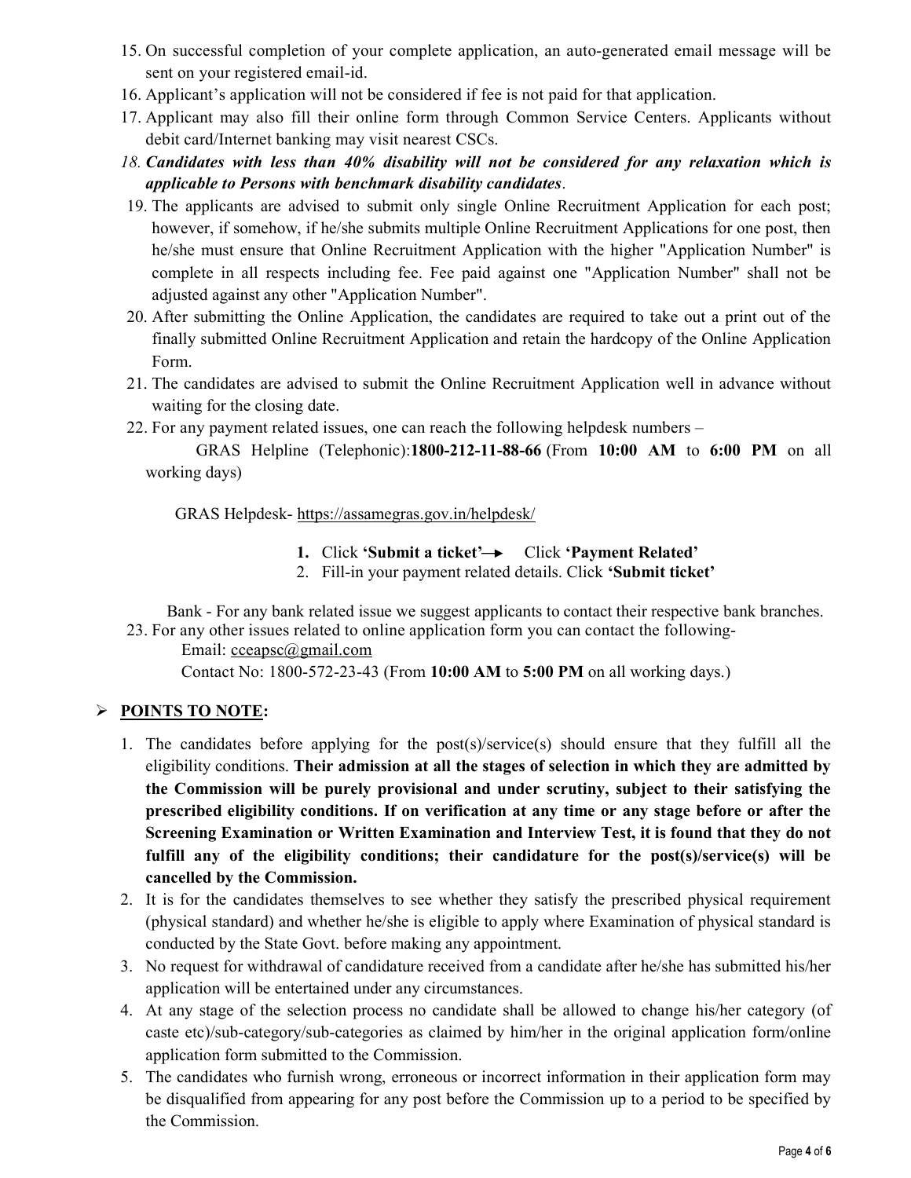15. On successful completion of your complete application, an auto-generated email message will be sent on your registered email-id.
16. Applicant's application will not be considered if fee is not paid for that application.
17. Applicant may also fill their online form through Common Service Centers. Applicants without debit card/Internet banking may visit nearest CSCs.
18. ***Candidates with less than 40% disability will not be considered for any relaxation which is applicable to Persons with benchmark disability candidates***.
19. The applicants are advised to submit only single Online Recruitment Application for each post; however, if somehow, if he/she submits multiple Online Recruitment Applications for one post, then he/she must ensure that Online Recruitment Application with the higher "Application Number" is complete in all respects including fee. Fee paid against one "Application Number" shall not be adjusted against any other "Application Number".
20. After submitting the Online Application, the candidates are required to take out a print out of the finally submitted Online Recruitment Application and retain the hardcopy of the Online Application Form.
21. The candidates are advised to submit the Online Recruitment Application well in advance without waiting for the closing date.
22. For any payment related issues, one can reach the following helpdesk numbers –

    GRAS Helpline (Telephonic):**1800-212-11-88-66** (From **10:00 AM** to **6:00 PM** on all working days)

    GRAS Helpdesk- https://assamegras.gov.in/helpdesk/

    1. Click **'Submit a ticket'**→ Click **'Payment Related'**
    2. Fill-in your payment related details. Click **'Submit ticket'**

    Bank - For any bank related issue we suggest applicants to contact their respective bank branches.
23. For any other issues related to online application form you can contact the following-

    Email: cceapsc@gmail.com

    Contact No: 1800-572-23-43 (From **10:00 AM** to **5:00 PM** on all working days.)

## ➢ POINTS TO NOTE:

1. The candidates before applying for the post(s)/service(s) should ensure that they fulfill all the eligibility conditions. **Their admission at all the stages of selection in which they are admitted by the Commission will be purely provisional and under scrutiny, subject to their satisfying the prescribed eligibility conditions. If on verification at any time or any stage before or after the Screening Examination or Written Examination and Interview Test, it is found that they do not fulfill any of the eligibility conditions; their candidature for the post(s)/service(s) will be cancelled by the Commission.**
2. It is for the candidates themselves to see whether they satisfy the prescribed physical requirement (physical standard) and whether he/she is eligible to apply where Examination of physical standard is conducted by the State Govt. before making any appointment.
3. No request for withdrawal of candidature received from a candidate after he/she has submitted his/her application will be entertained under any circumstances.
4. At any stage of the selection process no candidate shall be allowed to change his/her category (of caste etc)/sub-category/sub-categories as claimed by him/her in the original application form/online application form submitted to the Commission.
5. The candidates who furnish wrong, erroneous or incorrect information in their application form may be disqualified from appearing for any post before the Commission up to a period to be specified by the Commission.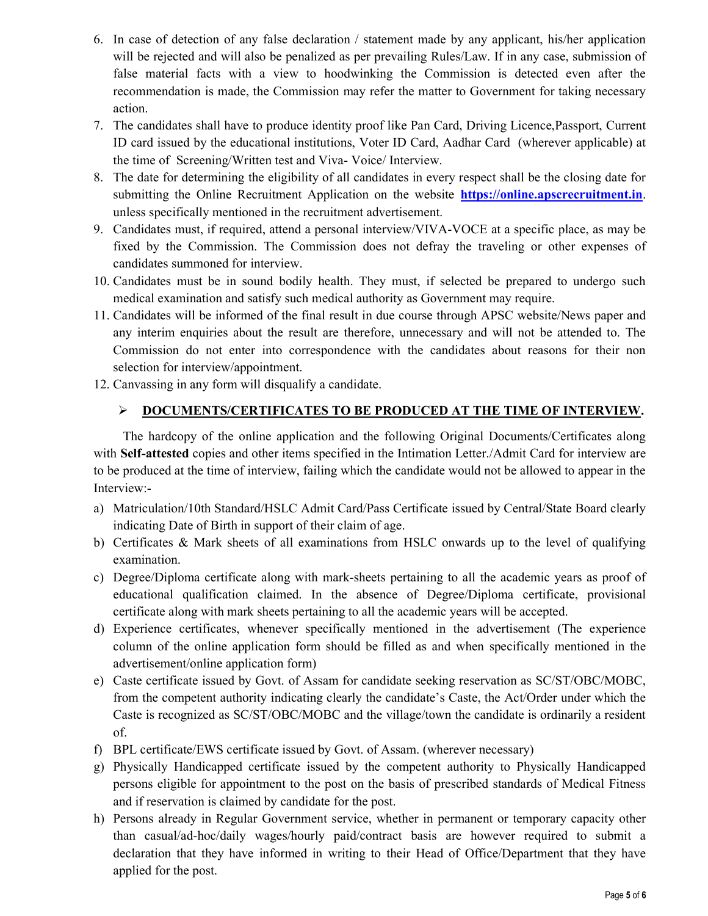6. In case of detection of any false declaration / statement made by any applicant, his/her application will be rejected and will also be penalized as per prevailing Rules/Law. If in any case, submission of false material facts with a view to hoodwinking the Commission is detected even after the recommendation is made, the Commission may refer the matter to Government for taking necessary action.
7. The candidates shall have to produce identity proof like Pan Card, Driving Licence,Passport, Current ID card issued by the educational institutions, Voter ID Card, Aadhar Card (wherever applicable) at the time of Screening/Written test and Viva- Voice/ Interview.
8. The date for determining the eligibility of all candidates in every respect shall be the closing date for submitting the Online Recruitment Application on the website **https://online.apscrecruitment.in**. unless specifically mentioned in the recruitment advertisement.
9. Candidates must, if required, attend a personal interview/VIVA-VOCE at a specific place, as may be fixed by the Commission. The Commission does not defray the traveling or other expenses of candidates summoned for interview.
10. Candidates must be in sound bodily health. They must, if selected be prepared to undergo such medical examination and satisfy such medical authority as Government may require.
11. Candidates will be informed of the final result in due course through APSC website/News paper and any interim enquiries about the result are therefore, unnecessary and will not be attended to. The Commission do not enter into correspondence with the candidates about reasons for their non selection for interview/appointment.
12. Canvassing in any form will disqualify a candidate.

- **DOCUMENTS/CERTIFICATES TO BE PRODUCED AT THE TIME OF INTERVIEW.**

The hardcopy of the online application and the following Original Documents/Certificates along with **Self-attested** copies and other items specified in the Intimation Letter./Admit Card for interview are to be produced at the time of interview, failing which the candidate would not be allowed to appear in the Interview:-

a) Matriculation/10th Standard/HSLC Admit Card/Pass Certificate issued by Central/State Board clearly indicating Date of Birth in support of their claim of age.

b) Certificates & Mark sheets of all examinations from HSLC onwards up to the level of qualifying examination.

c) Degree/Diploma certificate along with mark-sheets pertaining to all the academic years as proof of educational qualification claimed. In the absence of Degree/Diploma certificate, provisional certificate along with mark sheets pertaining to all the academic years will be accepted.

d) Experience certificates, whenever specifically mentioned in the advertisement (The experience column of the online application form should be filled as and when specifically mentioned in the advertisement/online application form)

e) Caste certificate issued by Govt. of Assam for candidate seeking reservation as SC/ST/OBC/MOBC, from the competent authority indicating clearly the candidate's Caste, the Act/Order under which the Caste is recognized as SC/ST/OBC/MOBC and the village/town the candidate is ordinarily a resident of.

f) BPL certificate/EWS certificate issued by Govt. of Assam. (wherever necessary)

g) Physically Handicapped certificate issued by the competent authority to Physically Handicapped persons eligible for appointment to the post on the basis of prescribed standards of Medical Fitness and if reservation is claimed by candidate for the post.

h) Persons already in Regular Government service, whether in permanent or temporary capacity other than casual/ad-hoc/daily wages/hourly paid/contract basis are however required to submit a declaration that they have informed in writing to their Head of Office/Department that they have applied for the post.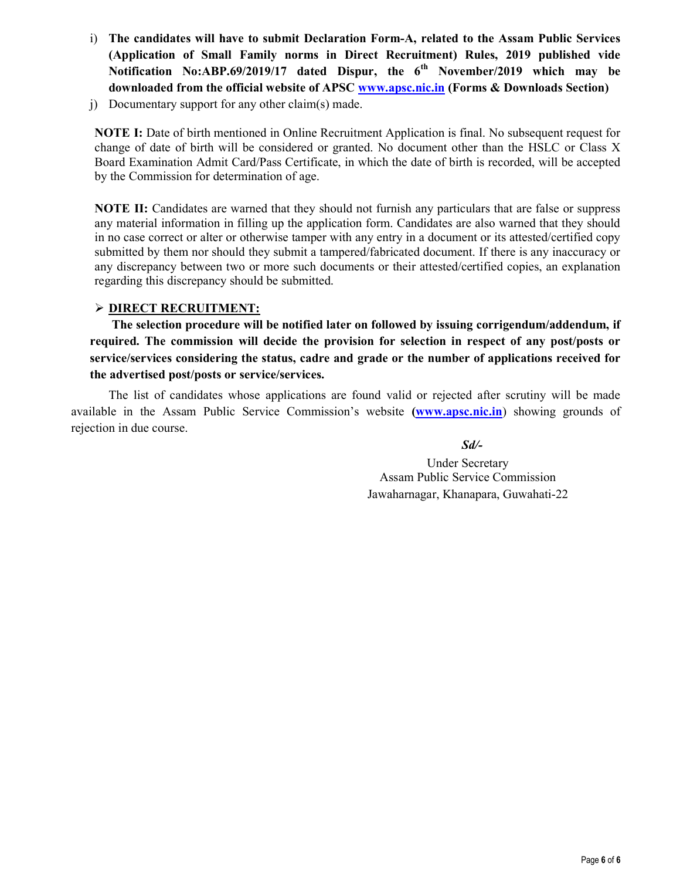i) **The candidates will have to submit Declaration Form-A, related to the Assam Public Services (Application of Small Family norms in Direct Recruitment) Rules, 2019 published vide Notification No:ABP.69/2019/17 dated Dispur, the 6th November/2019 which may be downloaded from the official website of APSC www.apsc.nic.in (Forms & Downloads Section)**

j) Documentary support for any other claim(s) made.

**NOTE I:** Date of birth mentioned in Online Recruitment Application is final. No subsequent request for change of date of birth will be considered or granted. No document other than the HSLC or Class X Board Examination Admit Card/Pass Certificate, in which the date of birth is recorded, will be accepted by the Commission for determination of age.

**NOTE II:** Candidates are warned that they should not furnish any particulars that are false or suppress any material information in filling up the application form. Candidates are also warned that they should in no case correct or alter or otherwise tamper with any entry in a document or its attested/certified copy submitted by them nor should they submit a tampered/fabricated document. If there is any inaccuracy or any discrepancy between two or more such documents or their attested/certified copies, an explanation regarding this discrepancy should be submitted.

- **DIRECT RECRUITMENT:**

**The selection procedure will be notified later on followed by issuing corrigendum/addendum, if required. The commission will decide the provision for selection in respect of any post/posts or service/services considering the status, cadre and grade or the number of applications received for the advertised post/posts or service/services.**

The list of candidates whose applications are found valid or rejected after scrutiny will be made available in the Assam Public Service Commission's website **(www.apsc.nic.in)** showing grounds of rejection in due course.

***Sd/-***

Under Secretary
Assam Public Service Commission
Jawaharnagar, Khanapara, Guwahati-22